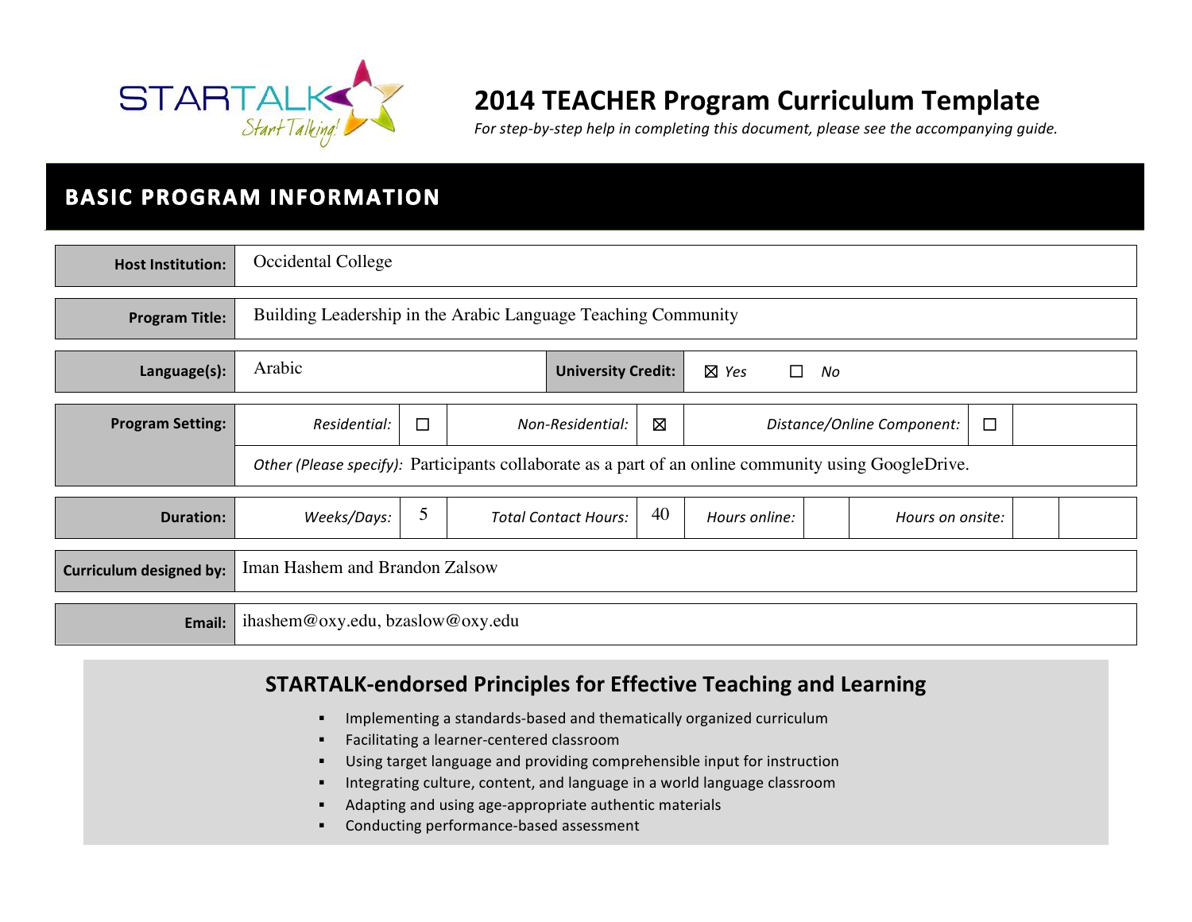# 2014 TEACHER Program Curriculum Template

*For step-by-step help in completing this document, please see the accompanying guide.*

## BASIC PROGRAM INFORMATION

| | |
|---|---|
| **Host Institution:** | Occidental College |
| **Program Title:** | Building Leadership in the Arabic Language Teaching Community |
| **Language(s):** | Arabic |
| **University Credit:** | ☒ *Yes* ☐ *No* |

| | | | | | | |
|---|---|---|---|---|---|---|
| **Program Setting:** | *Residential:* | ☐ | *Non-Residential:* | ☒ | *Distance/Online Component:* | ☐ |
| | *Other (Please specify):* Participants collaborate as a part of an online community using GoogleDrive. | | | | | |

| | | | | | | | | |
|---|---|---|---|---|---|---|---|---|
| **Duration:** | *Weeks/Days:* | 5 | *Total Contact Hours:* | 40 | *Hours online:* | | *Hours on onsite:* | |

| | |
|---|---|
| **Curriculum designed by:** | Iman Hashem and Brandon Zalsow |
| **Email:** | ihashem@oxy.edu, bzaslow@oxy.edu |

### STARTALK-endorsed Principles for Effective Teaching and Learning

- Implementing a standards-based and thematically organized curriculum
- Facilitating a learner-centered classroom
- Using target language and providing comprehensible input for instruction
- Integrating culture, content, and language in a world language classroom
- Adapting and using age-appropriate authentic materials
- Conducting performance-based assessment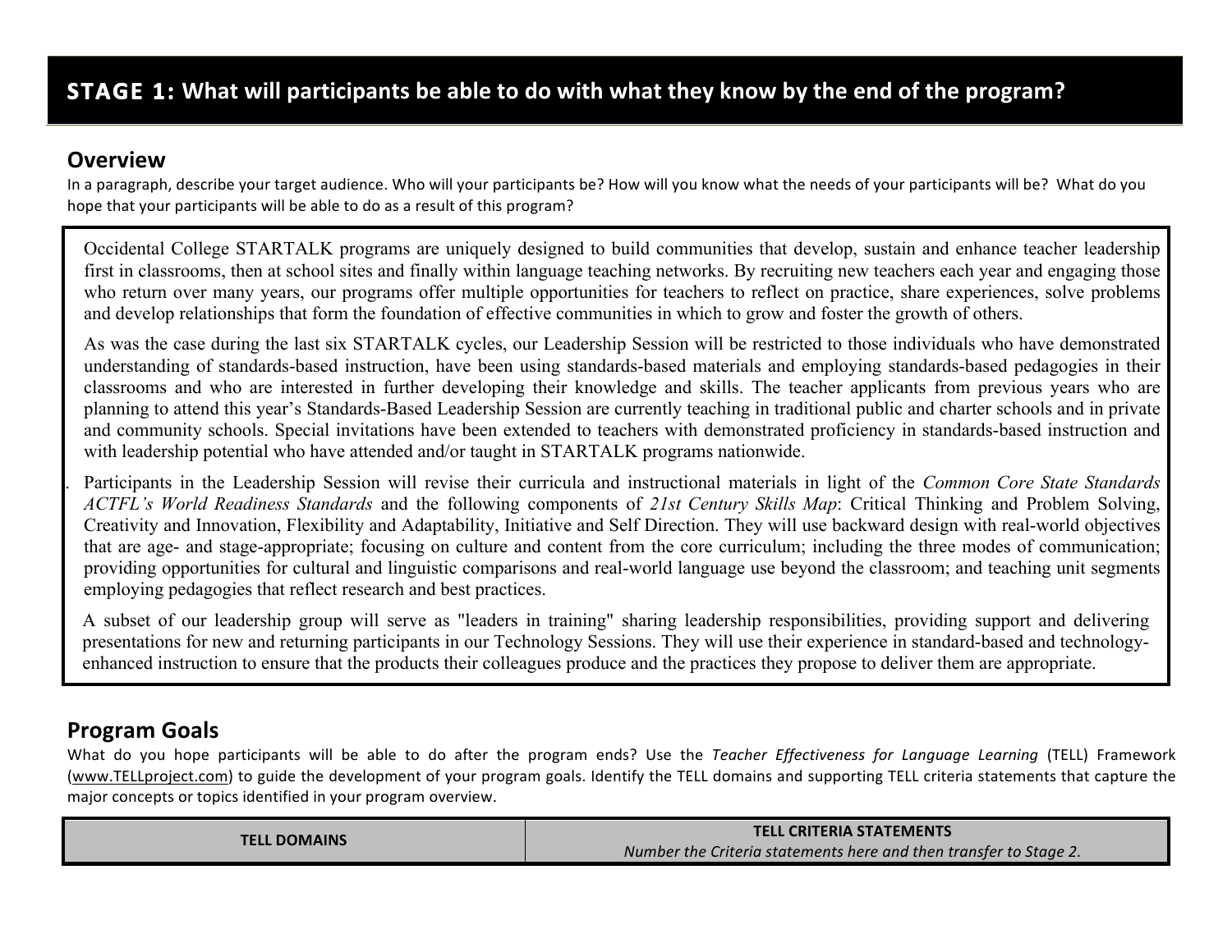## STAGE 1: What will participants be able to do with what they know by the end of the program?

### Overview

In a paragraph, describe your target audience. Who will your participants be? How will you know what the needs of your participants will be? What do you hope that your participants will be able to do as a result of this program?

Occidental College STARTALK programs are uniquely designed to build communities that develop, sustain and enhance teacher leadership first in classrooms, then at school sites and finally within language teaching networks. By recruiting new teachers each year and engaging those who return over many years, our programs offer multiple opportunities for teachers to reflect on practice, share experiences, solve problems and develop relationships that form the foundation of effective communities in which to grow and foster the growth of others.

As was the case during the last six STARTALK cycles, our Leadership Session will be restricted to those individuals who have demonstrated understanding of standards-based instruction, have been using standards-based materials and employing standards-based pedagogies in their classrooms and who are interested in further developing their knowledge and skills. The teacher applicants from previous years who are planning to attend this year's Standards-Based Leadership Session are currently teaching in traditional public and charter schools and in private and community schools. Special invitations have been extended to teachers with demonstrated proficiency in standards-based instruction and with leadership potential who have attended and/or taught in STARTALK programs nationwide.

Participants in the Leadership Session will revise their curricula and instructional materials in light of the *Common Core State Standards ACTFL's World Readiness Standards* and the following components of *21st Century Skills Map*: Critical Thinking and Problem Solving, Creativity and Innovation, Flexibility and Adaptability, Initiative and Self Direction. They will use backward design with real-world objectives that are age- and stage-appropriate; focusing on culture and content from the core curriculum; including the three modes of communication; providing opportunities for cultural and linguistic comparisons and real-world language use beyond the classroom; and teaching unit segments employing pedagogies that reflect research and best practices.

A subset of our leadership group will serve as "leaders in training" sharing leadership responsibilities, providing support and delivering presentations for new and returning participants in our Technology Sessions. They will use their experience in standard-based and technology-enhanced instruction to ensure that the products their colleagues produce and the practices they propose to deliver them are appropriate.

### Program Goals

What do you hope participants will be able to do after the program ends? Use the *Teacher Effectiveness for Language Learning* (TELL) Framework (www.TELLproject.com) to guide the development of your program goals. Identify the TELL domains and supporting TELL criteria statements that capture the major concepts or topics identified in your program overview.

| TELL DOMAINS | TELL CRITERIA STATEMENTS *Number the Criteria statements here and then transfer to Stage 2.* |
|---|---|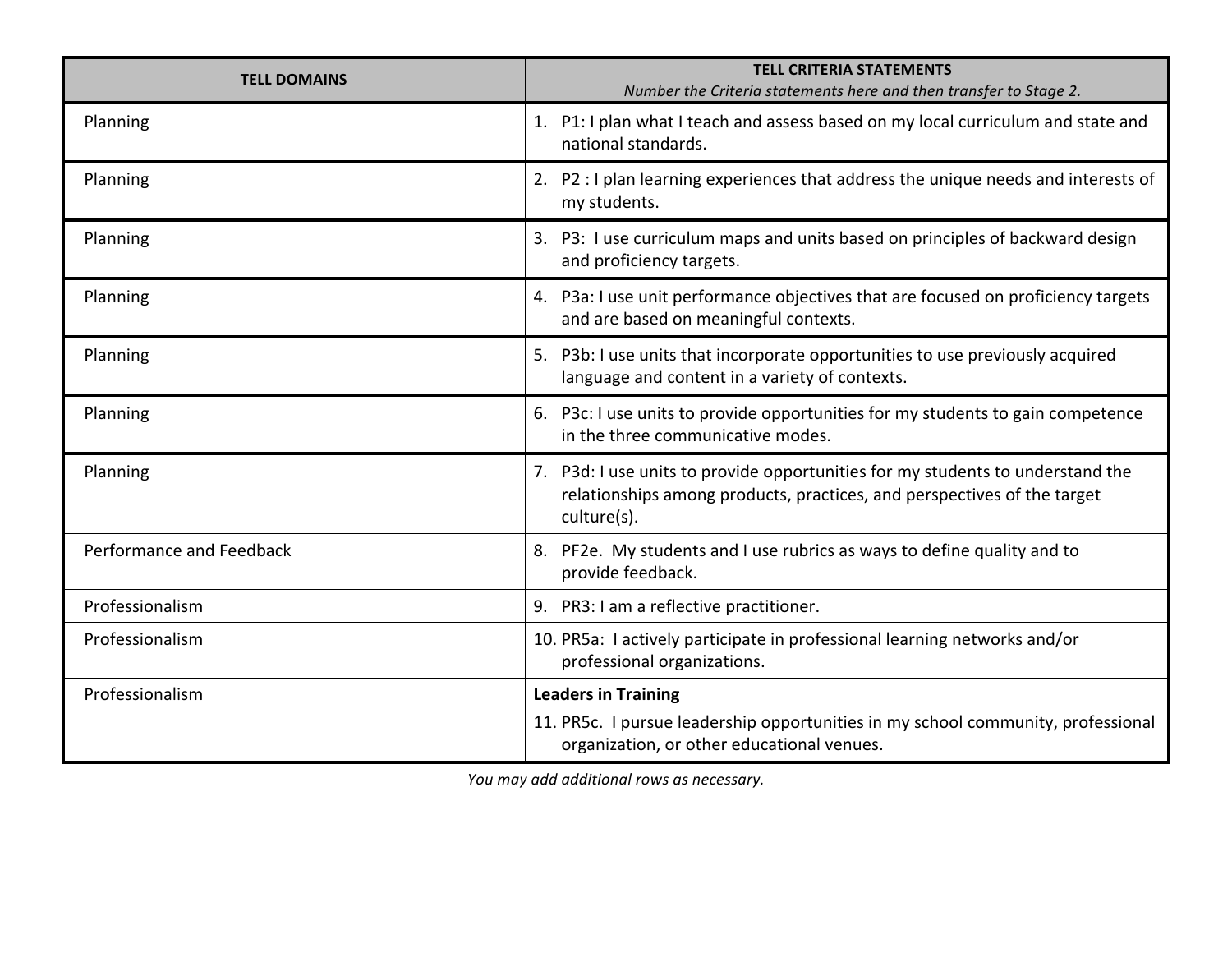| TELL DOMAINS | TELL CRITERIA STATEMENTS<br>*Number the Criteria statements here and then transfer to Stage 2.* |
|---|---|
| Planning | 1. P1: I plan what I teach and assess based on my local curriculum and state and national standards. |
| Planning | 2. P2 : I plan learning experiences that address the unique needs and interests of my students. |
| Planning | 3. P3: I use curriculum maps and units based on principles of backward design and proficiency targets. |
| Planning | 4. P3a: I use unit performance objectives that are focused on proficiency targets and are based on meaningful contexts. |
| Planning | 5. P3b: I use units that incorporate opportunities to use previously acquired language and content in a variety of contexts. |
| Planning | 6. P3c: I use units to provide opportunities for my students to gain competence in the three communicative modes. |
| Planning | 7. P3d: I use units to provide opportunities for my students to understand the relationships among products, practices, and perspectives of the target culture(s). |
| Performance and Feedback | 8. PF2e. My students and I use rubrics as ways to define quality and to provide feedback. |
| Professionalism | 9. PR3: I am a reflective practitioner. |
| Professionalism | 10. PR5a: I actively participate in professional learning networks and/or professional organizations. |
| Professionalism | **Leaders in Training**<br>11. PR5c. I pursue leadership opportunities in my school community, professional organization, or other educational venues. |

*You may add additional rows as necessary.*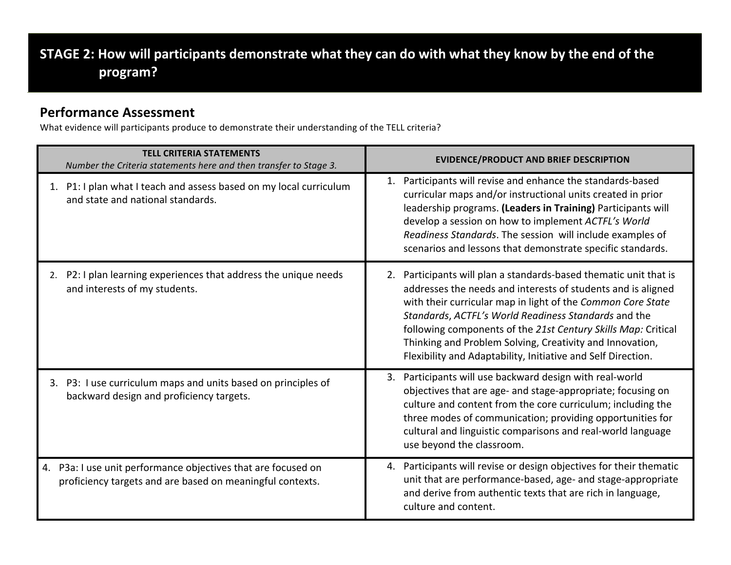# STAGE 2: How will participants demonstrate what they can do with what they know by the end of the program?

## Performance Assessment

What evidence will participants produce to demonstrate their understanding of the TELL criteria?

| **TELL CRITERIA STATEMENTS**<br>*Number the Criteria statements here and then transfer to Stage 3.* | **EVIDENCE/PRODUCT AND BRIEF DESCRIPTION** |
|---|---|
| 1. P1: I plan what I teach and assess based on my local curriculum and state and national standards. | 1. Participants will revise and enhance the standards-based curricular maps and/or instructional units created in prior leadership programs. **(Leaders in Training)** Participants will develop a session on how to implement *ACTFL's World Readiness Standards*. The session will include examples of scenarios and lessons that demonstrate specific standards. |
| 2. P2: I plan learning experiences that address the unique needs and interests of my students. | 2. Participants will plan a standards-based thematic unit that is addresses the needs and interests of students and is aligned with their curricular map in light of the *Common Core State Standards*, *ACTFL's World Readiness Standards* and the following components of the *21st Century Skills Map:* Critical Thinking and Problem Solving, Creativity and Innovation, Flexibility and Adaptability, Initiative and Self Direction. |
| 3. P3: I use curriculum maps and units based on principles of backward design and proficiency targets. | 3. Participants will use backward design with real-world objectives that are age- and stage-appropriate; focusing on culture and content from the core curriculum; including the three modes of communication; providing opportunities for cultural and linguistic comparisons and real-world language use beyond the classroom. |
| 4. P3a: I use unit performance objectives that are focused on proficiency targets and are based on meaningful contexts. | 4. Participants will revise or design objectives for their thematic unit that are performance-based, age- and stage-appropriate and derive from authentic texts that are rich in language, culture and content. |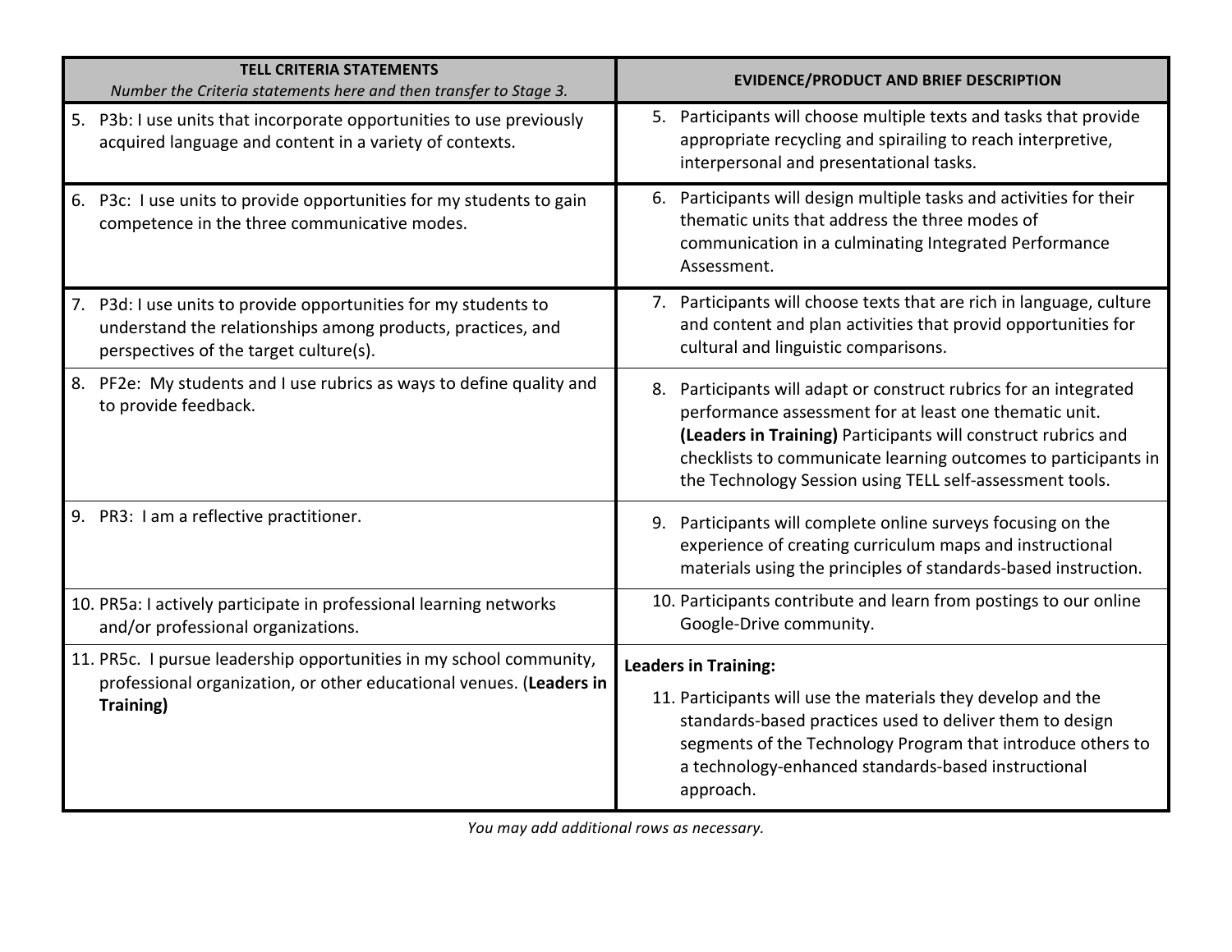| **TELL CRITERIA STATEMENTS** *Number the Criteria statements here and then transfer to Stage 3.* | **EVIDENCE/PRODUCT AND BRIEF DESCRIPTION** |
|---|---|
| 5. P3b: I use units that incorporate opportunities to use previously acquired language and content in a variety of contexts. | 5. Participants will choose multiple texts and tasks that provide appropriate recycling and spiralling to reach interpretive, interpersonal and presentational tasks. |
| 6. P3c: I use units to provide opportunities for my students to gain competence in the three communicative modes. | 6. Participants will design multiple tasks and activities for their thematic units that address the three modes of communication in a culminating Integrated Performance Assessment. |
| 7. P3d: I use units to provide opportunities for my students to understand the relationships among products, practices, and perspectives of the target culture(s). | 7. Participants will choose texts that are rich in language, culture and content and plan activities that provid opportunities for cultural and linguistic comparisons. |
| 8. PF2e: My students and I use rubrics as ways to define quality and to provide feedback. | 8. Participants will adapt or construct rubrics for an integrated performance assessment for at least one thematic unit. **(Leaders in Training)** Participants will construct rubrics and checklists to communicate learning outcomes to participants in the Technology Session using TELL self-assessment tools. |
| 9. PR3: I am a reflective practitioner. | 9. Participants will complete online surveys focusing on the experience of creating curriculum maps and instructional materials using the principles of standards-based instruction. |
| 10. PR5a: I actively participate in professional learning networks and/or professional organizations. | 10. Participants contribute and learn from postings to our online Google-Drive community. |
| 11. PR5c. I pursue leadership opportunities in my school community, professional organization, or other educational venues. (**Leaders in Training)** | **Leaders in Training:** 11. Participants will use the materials they develop and the standards-based practices used to deliver them to design segments of the Technology Program that introduce others to a technology-enhanced standards-based instructional approach. |

*You may add additional rows as necessary.*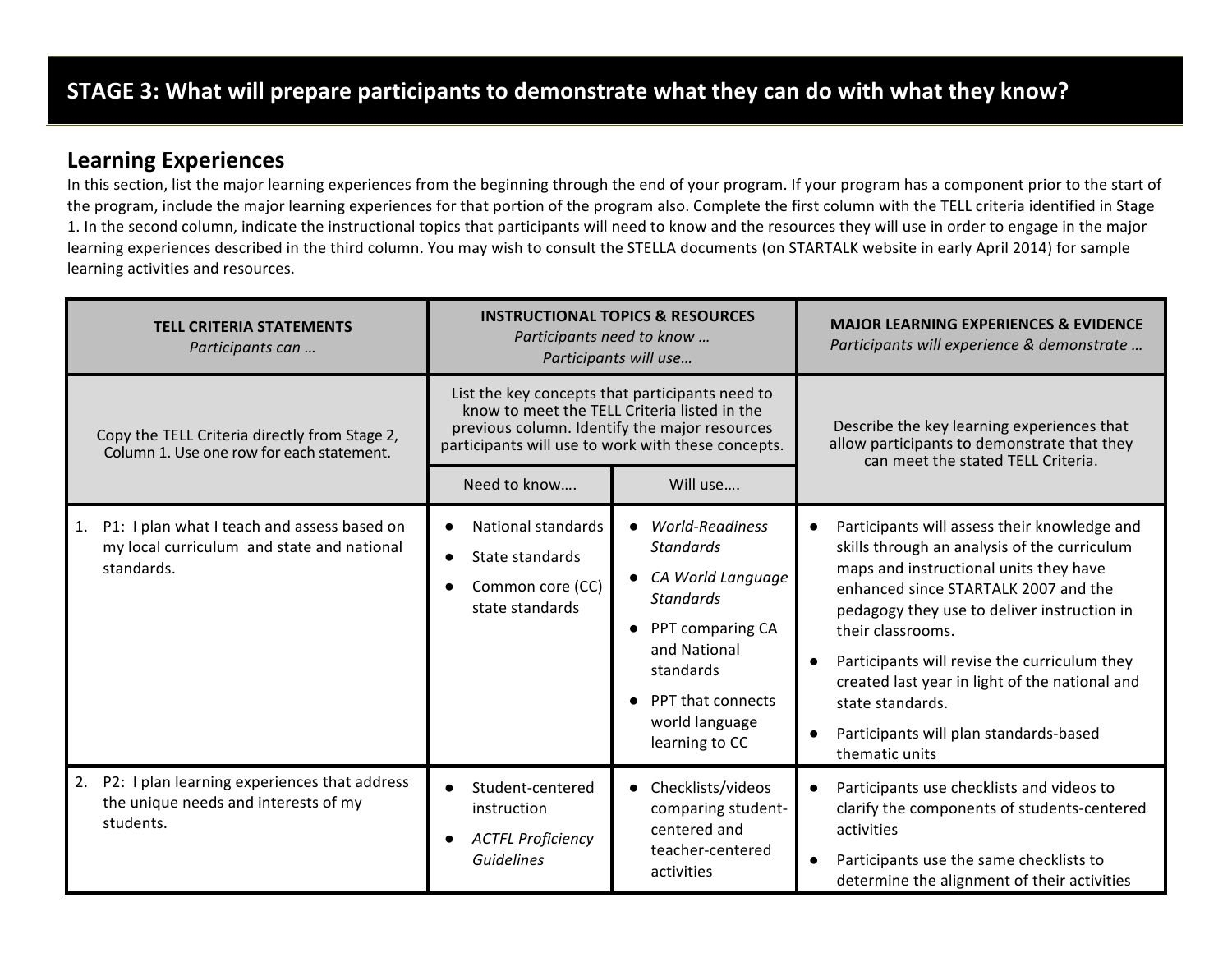## STAGE 3: What will prepare participants to demonstrate what they can do with what they know?

### Learning Experiences

In this section, list the major learning experiences from the beginning through the end of your program. If your program has a component prior to the start of the program, include the major learning experiences for that portion of the program also. Complete the first column with the TELL criteria identified in Stage 1. In the second column, indicate the instructional topics that participants will need to know and the resources they will use in order to engage in the major learning experiences described in the third column. You may wish to consult the STELLA documents (on STARTALK website in early April 2014) for sample learning activities and resources.

| **TELL CRITERIA STATEMENTS**<br>*Participants can …* | **INSTRUCTIONAL TOPICS & RESOURCES**<br>*Participants need to know …*<br>*Participants will use…* | | **MAJOR LEARNING EXPERIENCES & EVIDENCE**<br>*Participants will experience & demonstrate …* |
|---|---|---|---|
| Copy the TELL Criteria directly from Stage 2, Column 1. Use one row for each statement. | List the key concepts that participants need to know to meet the TELL Criteria listed in the previous column. Identify the major resources participants will use to work with these concepts. | | Describe the key learning experiences that allow participants to demonstrate that they can meet the stated TELL Criteria. |
| | Need to know…. | Will use…. | |
| 1. P1: I plan what I teach and assess based on my local curriculum and state and national standards. | • National standards<br>• State standards<br>• Common core (CC) state standards | • *World-Readiness Standards*<br>• *CA World Language Standards*<br>• PPT comparing CA and National standards<br>• PPT that connects world language learning to CC | • Participants will assess their knowledge and skills through an analysis of the curriculum maps and instructional units they have enhanced since STARTALK 2007 and the pedagogy they use to deliver instruction in their classrooms.<br>• Participants will revise the curriculum they created last year in light of the national and state standards.<br>• Participants will plan standards-based thematic units |
| 2. P2: I plan learning experiences that address the unique needs and interests of my students. | • Student-centered instruction<br>• *ACTFL Proficiency Guidelines* | • Checklists/videos comparing student-centered and teacher-centered activities | • Participants use checklists and videos to clarify the components of students-centered activities<br>• Participants use the same checklists to determine the alignment of their activities |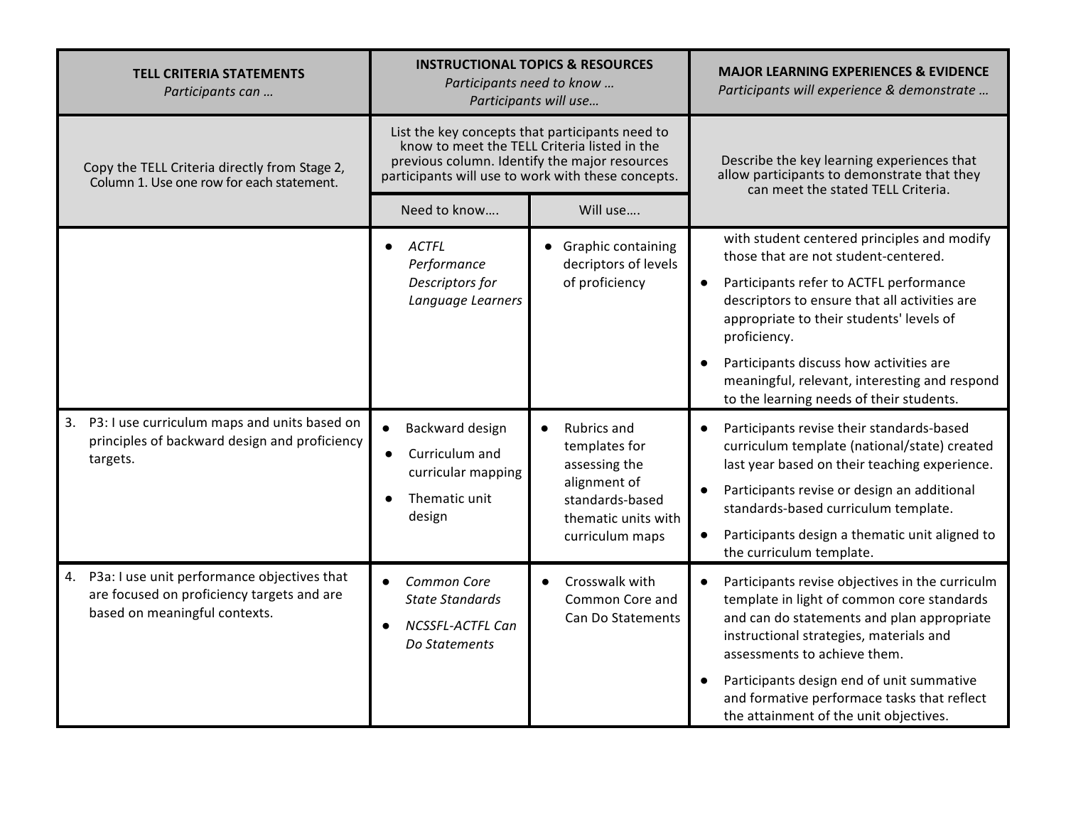| TELL CRITERIA STATEMENTS<br>*Participants can …* | INSTRUCTIONAL TOPICS & RESOURCES<br>*Participants need to know …*<br>*Participants will use…* | | MAJOR LEARNING EXPERIENCES & EVIDENCE<br>*Participants will experience & demonstrate …* |
|---|---|---|---|
| Copy the TELL Criteria directly from Stage 2, Column 1. Use one row for each statement. | List the key concepts that participants need to know to meet the TELL Criteria listed in the previous column. Identify the major resources participants will use to work with these concepts. | | Describe the key learning experiences that allow participants to demonstrate that they can meet the stated TELL Criteria. |
| | Need to know…. | Will use…. | |
| | • *ACTFL Performance Descriptors for Language Learners* | • Graphic containing decriptors of levels of proficiency | with student centered principles and modify those that are not student-centered.<br>• Participants refer to ACTFL performance descriptors to ensure that all activities are appropriate to their students' levels of proficiency.<br>• Participants discuss how activities are meaningful, relevant, interesting and respond to the learning needs of their students. |
| 3. P3: I use curriculum maps and units based on principles of backward design and proficiency targets. | • Backward design<br>• Curriculum and curricular mapping<br>• Thematic unit design | • Rubrics and templates for assessing the alignment of standards-based thematic units with curriculum maps | • Participants revise their standards-based curriculum template (national/state) created last year based on their teaching experience.<br>• Participants revise or design an additional standards-based curriculum template.<br>• Participants design a thematic unit aligned to the curriculum template. |
| 4. P3a: I use unit performance objectives that are focused on proficiency targets and are based on meaningful contexts. | • *Common Core State Standards*<br>• *NCSSFL-ACTFL Can Do Statements* | • Crosswalk with Common Core and Can Do Statements | • Participants revise objectives in the curriculm template in light of common core standards and can do statements and plan appropriate instructional strategies, materials and assessments to achieve them.<br>• Participants design end of unit summative and formative performace tasks that reflect the attainment of the unit objectives. |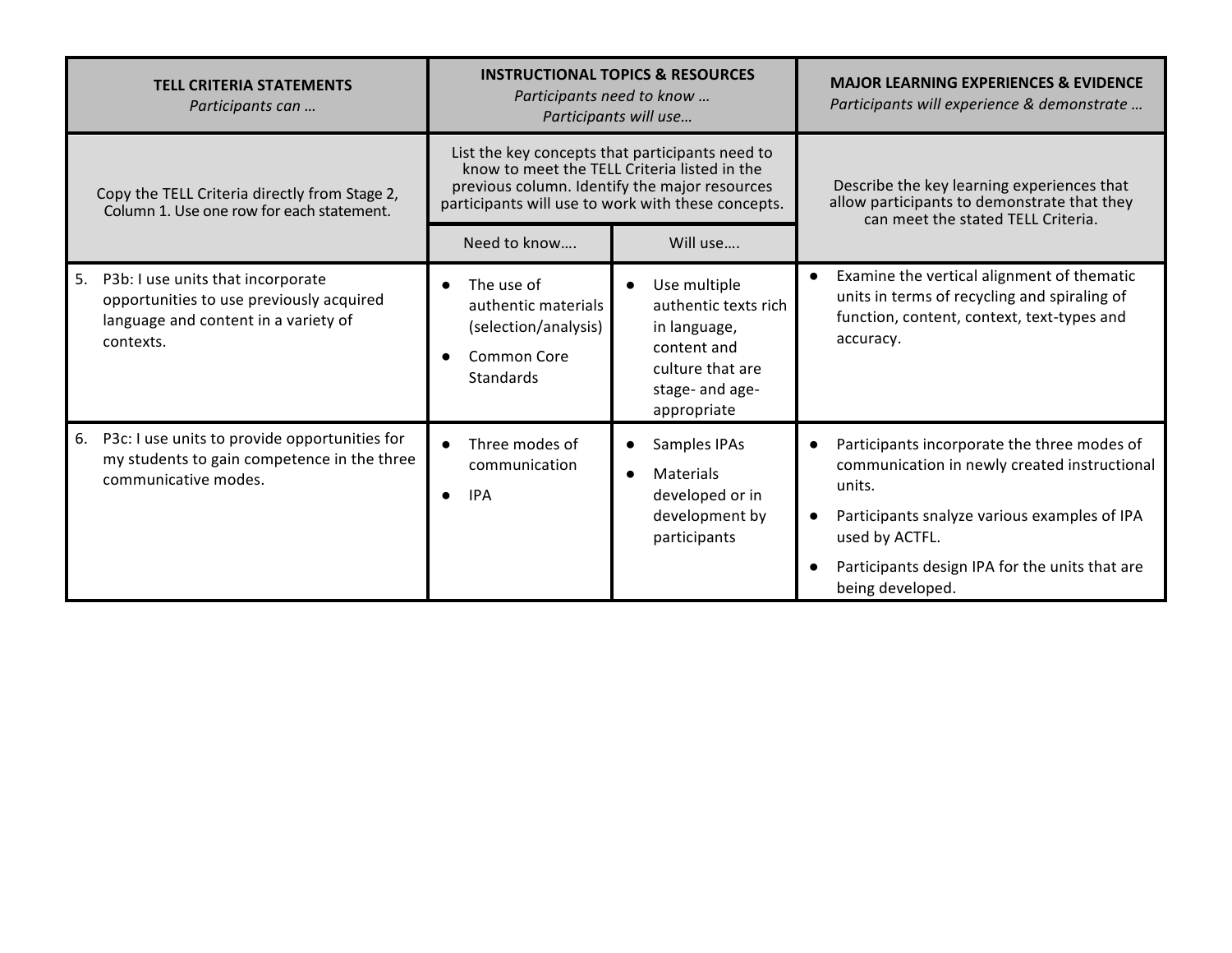| TELL CRITERIA STATEMENTS<br>*Participants can …* | INSTRUCTIONAL TOPICS & RESOURCES<br>*Participants need to know …*<br>*Participants will use…* | | MAJOR LEARNING EXPERIENCES & EVIDENCE<br>*Participants will experience & demonstrate …* |
|---|---|---|---|
| Copy the TELL Criteria directly from Stage 2, Column 1. Use one row for each statement. | List the key concepts that participants need to know to meet the TELL Criteria listed in the previous column. Identify the major resources participants will use to work with these concepts. | | Describe the key learning experiences that allow participants to demonstrate that they can meet the stated TELL Criteria. |
| | Need to know…. | Will use…. | |
| 5. P3b: I use units that incorporate opportunities to use previously acquired language and content in a variety of contexts. | • The use of authentic materials (selection/analysis)<br>• Common Core Standards | • Use multiple authentic texts rich in language, content and culture that are stage- and age-appropriate | • Examine the vertical alignment of thematic units in terms of recycling and spiraling of function, content, context, text-types and accuracy. |
| 6. P3c: I use units to provide opportunities for my students to gain competence in the three communicative modes. | • Three modes of communication<br>• IPA | • Samples IPAs<br>• Materials developed or in development by participants | • Participants incorporate the three modes of communication in newly created instructional units.<br>• Participants snalyze various examples of IPA used by ACTFL.<br>• Participants design IPA for the units that are being developed. |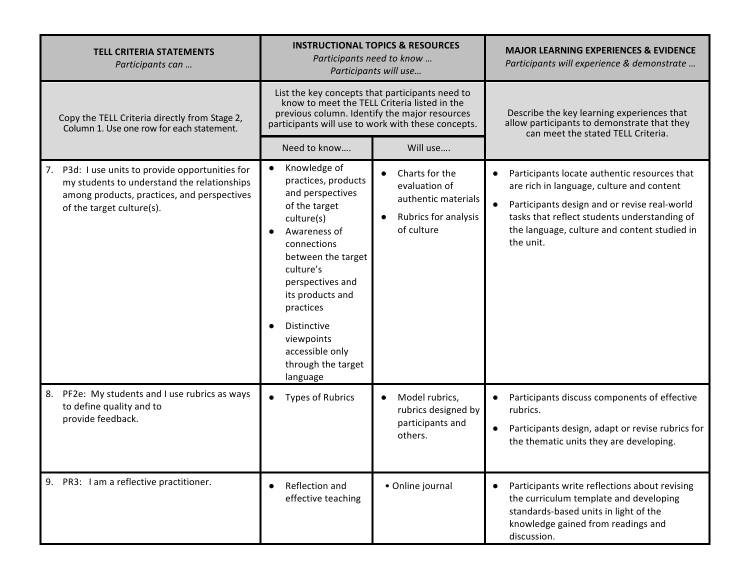| TELL CRITERIA STATEMENTS *Participants can …* | INSTRUCTIONAL TOPICS & RESOURCES *Participants need to know … Participants will use…* | | MAJOR LEARNING EXPERIENCES & EVIDENCE *Participants will experience & demonstrate …* |
|---|---|---|---|
| Copy the TELL Criteria directly from Stage 2, Column 1. Use one row for each statement. | List the key concepts that participants need to know to meet the TELL Criteria listed in the previous column. Identify the major resources participants will use to work with these concepts. | | Describe the key learning experiences that allow participants to demonstrate that they can meet the stated TELL Criteria. |
| | Need to know…. | Will use…. | |
| 7. P3d: I use units to provide opportunities for my students to understand the relationships among products, practices, and perspectives of the target culture(s). | • Knowledge of practices, products and perspectives of the target culture(s)<br>• Awareness of connections between the target culture's perspectives and its products and practices<br>• Distinctive viewpoints accessible only through the target language | • Charts for the evaluation of authentic materials<br>• Rubrics for analysis of culture | • Participants locate authentic resources that are rich in language, culture and content<br>• Participants design and or revise real-world tasks that reflect students understanding of the language, culture and content studied in the unit. |
| 8. PF2e: My students and I use rubrics as ways to define quality and to provide feedback. | • Types of Rubrics | • Model rubrics, rubrics designed by participants and others. | • Participants discuss components of effective rubrics.<br>• Participants design, adapt or revise rubrics for the thematic units they are developing. |
| 9. PR3: I am a reflective practitioner. | • Reflection and effective teaching | • Online journal | • Participants write reflections about revising the curriculum template and developing standards-based units in light of the knowledge gained from readings and discussion. |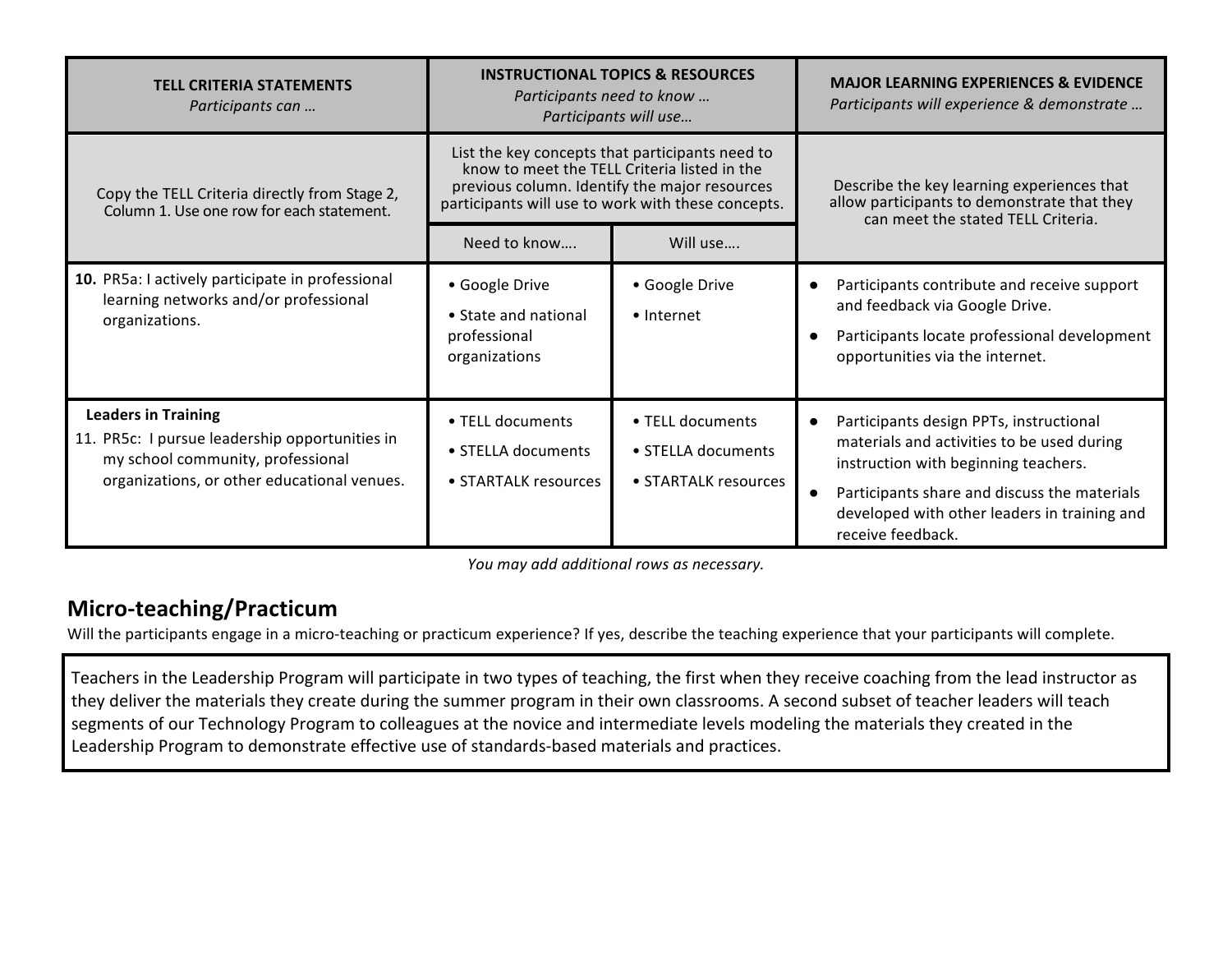| TELL CRITERIA STATEMENTS<br>*Participants can …* | INSTRUCTIONAL TOPICS & RESOURCES<br>*Participants need to know …*<br>*Participants will use…* | | MAJOR LEARNING EXPERIENCES & EVIDENCE<br>*Participants will experience & demonstrate …* |
|---|---|---|---|
| Copy the TELL Criteria directly from Stage 2, Column 1. Use one row for each statement. | List the key concepts that participants need to know to meet the TELL Criteria listed in the previous column. Identify the major resources participants will use to work with these concepts. | | Describe the key learning experiences that allow participants to demonstrate that they can meet the stated TELL Criteria. |
| | Need to know…. | Will use…. | |
| **10.** PR5a: I actively participate in professional learning networks and/or professional organizations. | • Google Drive<br>• State and national professional organizations | • Google Drive<br>• Internet | • Participants contribute and receive support and feedback via Google Drive.<br>• Participants locate professional development opportunities via the internet. |
| **Leaders in Training**<br>11. PR5c: I pursue leadership opportunities in my school community, professional organizations, or other educational venues. | • TELL documents<br>• STELLA documents<br>• STARTALK resources | • TELL documents<br>• STELLA documents<br>• STARTALK resources | • Participants design PPTs, instructional materials and activities to be used during instruction with beginning teachers.<br>• Participants share and discuss the materials developed with other leaders in training and receive feedback. |

*You may add additional rows as necessary.*

## Micro-teaching/Practicum

Will the participants engage in a micro-teaching or practicum experience? If yes, describe the teaching experience that your participants will complete.

Teachers in the Leadership Program will participate in two types of teaching, the first when they receive coaching from the lead instructor as they deliver the materials they create during the summer program in their own classrooms. A second subset of teacher leaders will teach segments of our Technology Program to colleagues at the novice and intermediate levels modeling the materials they created in the Leadership Program to demonstrate effective use of standards-based materials and practices.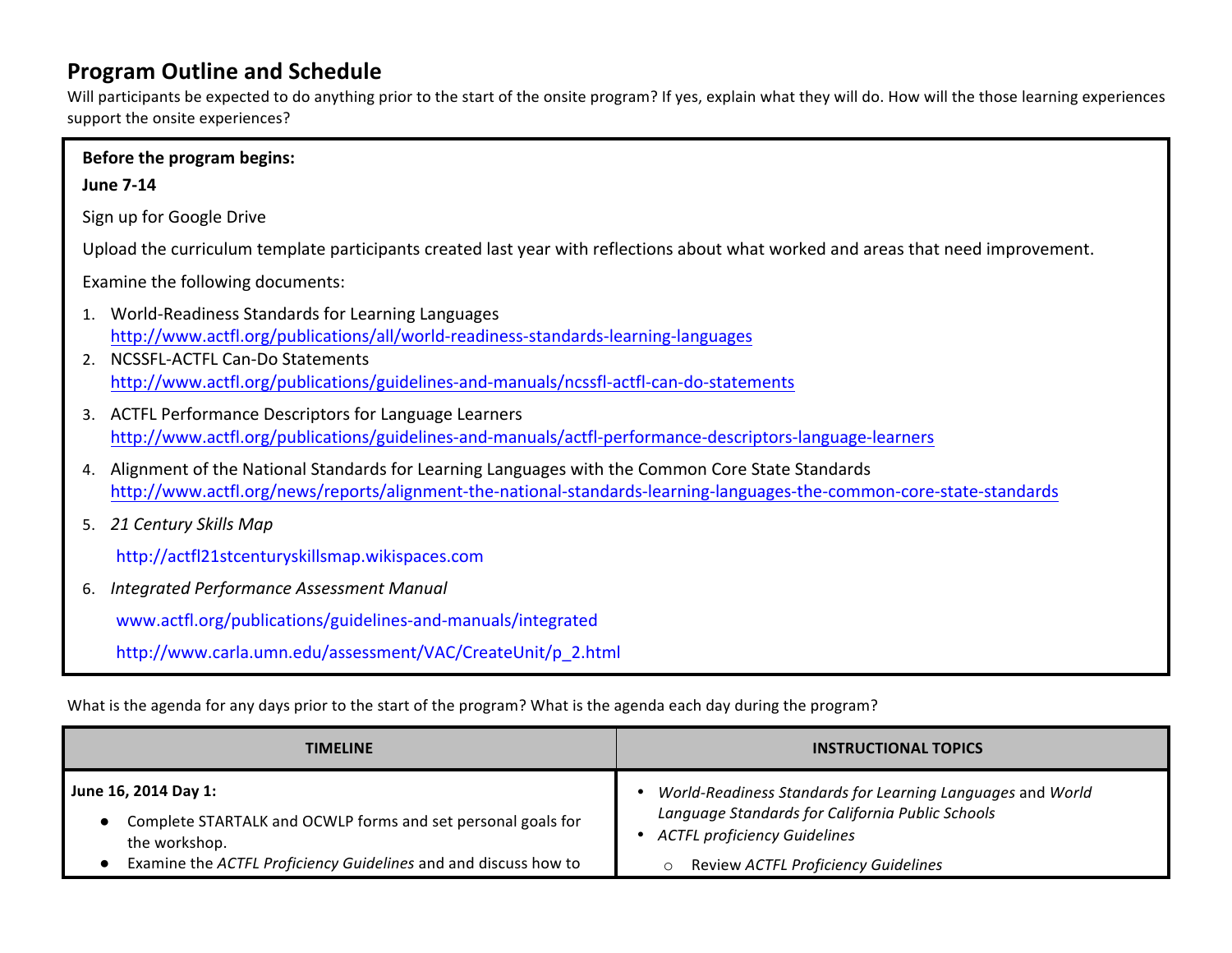## Program Outline and Schedule

Will participants be expected to do anything prior to the start of the onsite program? If yes, explain what they will do. How will the those learning experiences support the onsite experiences?

**Before the program begins:**

**June 7-14**

Sign up for Google Drive

Upload the curriculum template participants created last year with reflections about what worked and areas that need improvement.

Examine the following documents:

1. World-Readiness Standards for Learning Languages
   http://www.actfl.org/publications/all/world-readiness-standards-learning-languages
2. NCSSFL-ACTFL Can-Do Statements
   http://www.actfl.org/publications/guidelines-and-manuals/ncssfl-actfl-can-do-statements
3. ACTFL Performance Descriptors for Language Learners
   http://www.actfl.org/publications/guidelines-and-manuals/actfl-performance-descriptors-language-learners
4. Alignment of the National Standards for Learning Languages with the Common Core State Standards
   http://www.actfl.org/news/reports/alignment-the-national-standards-learning-languages-the-common-core-state-standards
5. *21 Century Skills Map*

   http://actfl21stcenturyskillsmap.wikispaces.com
6. *Integrated Performance Assessment Manual*

   www.actfl.org/publications/guidelines-and-manuals/integrated

   http://www.carla.umn.edu/assessment/VAC/CreateUnit/p_2.html

What is the agenda for any days prior to the start of the program? What is the agenda each day during the program?

| TIMELINE | INSTRUCTIONAL TOPICS |
|---|---|
| **June 16, 2014 Day 1:**<br>● Complete STARTALK and OCWLP forms and set personal goals for the workshop.<br>● Examine the *ACTFL Proficiency Guidelines* and and discuss how to | • *World-Readiness Standards for Learning Languages* and *World Language Standards for California Public Schools*<br>• *ACTFL proficiency Guidelines*<br>&nbsp;&nbsp;○ Review *ACTFL Proficiency Guidelines* |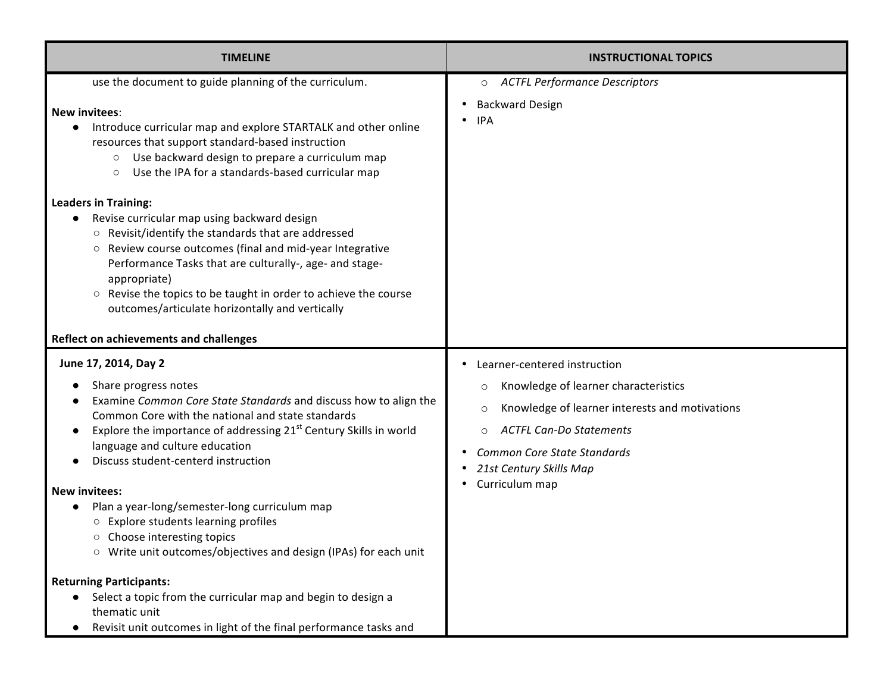| TIMELINE | INSTRUCTIONAL TOPICS |
| --- | --- |
| use the document to guide planning of the curriculum.<br><br>**New invitees**:<br>● Introduce curricular map and explore STARTALK and other online resources that support standard-based instruction<br>&nbsp;&nbsp;&nbsp;&nbsp;○ Use backward design to prepare a curriculum map<br>&nbsp;&nbsp;&nbsp;&nbsp;○ Use the IPA for a standards-based curricular map<br><br>**Leaders in Training:**<br>● Revise curricular map using backward design<br>&nbsp;&nbsp;&nbsp;&nbsp;○ Revisit/identify the standards that are addressed<br>&nbsp;&nbsp;&nbsp;&nbsp;○ Review course outcomes (final and mid-year Integrative Performance Tasks that are culturally-, age- and stage-appropriate)<br>&nbsp;&nbsp;&nbsp;&nbsp;○ Revise the topics to be taught in order to achieve the course outcomes/articulate horizontally and vertically<br><br>**Reflect on achievements and challenges** | ○ *ACTFL Performance Descriptors*<br>• Backward Design<br>• IPA |
| **June 17, 2014, Day 2**<br>● Share progress notes<br>● Examine *Common Core State Standards* and discuss how to align the Common Core with the national and state standards<br>● Explore the importance of addressing 21st Century Skills in world language and culture education<br>● Discuss student-centerd instruction<br><br>**New invitees:**<br>● Plan a year-long/semester-long curriculum map<br>&nbsp;&nbsp;&nbsp;&nbsp;○ Explore students learning profiles<br>&nbsp;&nbsp;&nbsp;&nbsp;○ Choose interesting topics<br>&nbsp;&nbsp;&nbsp;&nbsp;○ Write unit outcomes/objectives and design (IPAs) for each unit<br><br>**Returning Participants:**<br>● Select a topic from the curricular map and begin to design a thematic unit<br>● Revisit unit outcomes in light of the final performance tasks and | • Learner-centered instruction<br>&nbsp;&nbsp;&nbsp;&nbsp;○ Knowledge of learner characteristics<br>&nbsp;&nbsp;&nbsp;&nbsp;○ Knowledge of learner interests and motivations<br>&nbsp;&nbsp;&nbsp;&nbsp;○ *ACTFL Can-Do Statements*<br>• *Common Core State Standards*<br>• *21st Century Skills Map*<br>• Curriculum map |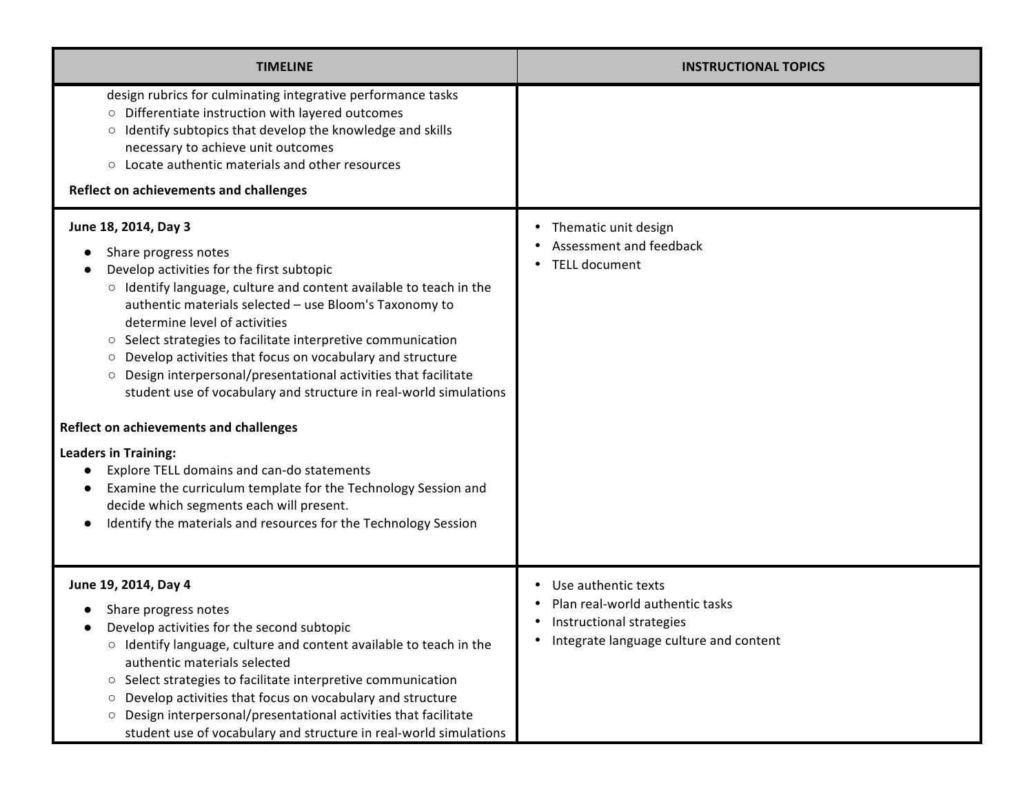| TIMELINE | INSTRUCTIONAL TOPICS |
|---|---|
| design rubrics for culminating integrative performance tasks<br>○ Differentiate instruction with layered outcomes<br>○ Identify subtopics that develop the knowledge and skills necessary to achieve unit outcomes<br>○ Locate authentic materials and other resources<br><br>**Reflect on achievements and challenges** | |
| **June 18, 2014, Day 3**<br>● Share progress notes<br>● Develop activities for the first subtopic<br>○ Identify language, culture and content available to teach in the authentic materials selected – use Bloom's Taxonomy to determine level of activities<br>○ Select strategies to facilitate interpretive communication<br>○ Develop activities that focus on vocabulary and structure<br>○ Design interpersonal/presentational activities that facilitate student use of vocabulary and structure in real-world simulations<br><br>**Reflect on achievements and challenges**<br><br>**Leaders in Training:**<br>● Explore TELL domains and can-do statements<br>● Examine the curriculum template for the Technology Session and decide which segments each will present.<br>● Identify the materials and resources for the Technology Session | • Thematic unit design<br>• Assessment and feedback<br>• TELL document |
| **June 19, 2014, Day 4**<br>● Share progress notes<br>● Develop activities for the second subtopic<br>○ Identify language, culture and content available to teach in the authentic materials selected<br>○ Select strategies to facilitate interpretive communication<br>○ Develop activities that focus on vocabulary and structure<br>○ Design interpersonal/presentational activities that facilitate student use of vocabulary and structure in real-world simulations | • Use authentic texts<br>• Plan real-world authentic tasks<br>• Instructional strategies<br>• Integrate language culture and content |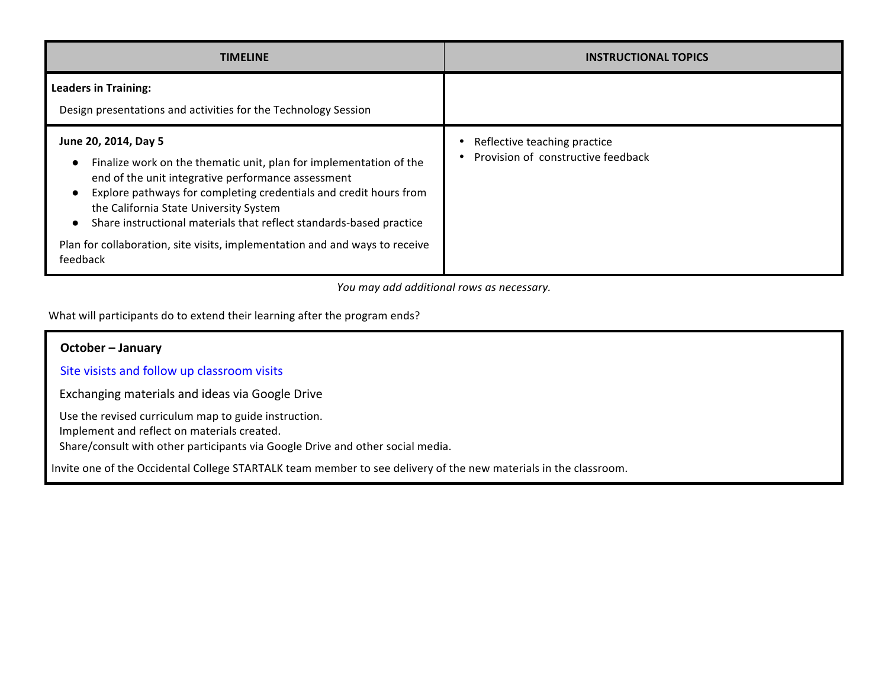| TIMELINE | INSTRUCTIONAL TOPICS |
|---|---|
| **Leaders in Training:**<br><br>Design presentations and activities for the Technology Session | |
| **June 20, 2014, Day 5**<br>● Finalize work on the thematic unit, plan for implementation of the end of the unit integrative performance assessment<br>● Explore pathways for completing credentials and credit hours from the California State University System<br>● Share instructional materials that reflect standards-based practice<br><br>Plan for collaboration, site visits, implementation and and ways to receive feedback | • Reflective teaching practice<br>• Provision of constructive feedback |

*You may add additional rows as necessary.*

What will participants do to extend their learning after the program ends?

**October – January**

Site visists and follow up classroom visits

Exchanging materials and ideas via Google Drive

Use the revised curriculum map to guide instruction.
Implement and reflect on materials created.
Share/consult with other participants via Google Drive and other social media.

Invite one of the Occidental College STARTALK team member to see delivery of the new materials in the classroom.